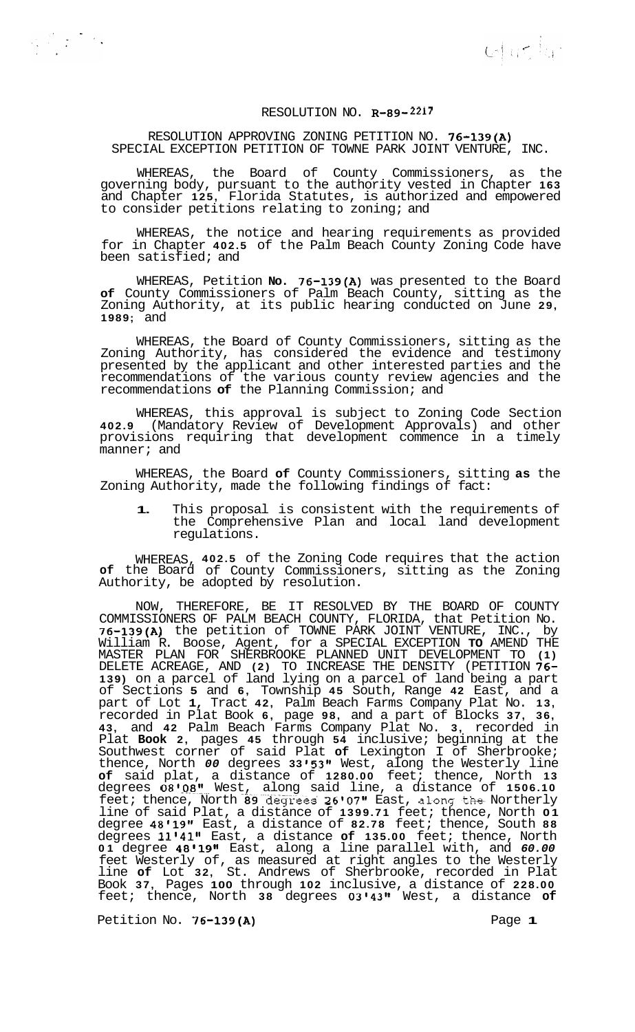# RESOLUTION NO. R-89-2217

## RESOLUTION APPROVING ZONING PETITION NO. 76-139(A) SPECIAL EXCEPTION PETITION OF TOWNE PARK JOINT VENTURE, INC.

WHEREAS, the Board of County Commissioners, as the governing body, pursuant to the authority vested in Chapter 163 and Chapter 125, Florida Statutes, is authorized and empowered to consider petitions relating to zoning; and

WHEREAS, the notice and hearing requirements as provided for in Chapter 402.5 of the Palm Beach County Zoning Code have been satisfied; and

WHEREAS, Petition No. 76-139(A) was presented to the Board of County Commissioners of Palm Beach County, sitting as the Zoning Authority, at its public hearing conducted on June 29, 1989; and

WHEREAS, the Board of County Commissioners, sitting as the Zoning Authority, has considered the evidence and testimony presented by the applicant and other interested parties and the recommendations of the various county review agencies and the recommendations of the Planning Commission; and

WHEREAS, this approval is subject to Zoning Code Section 402.9 (Mandatory Review of Development Approvals) and other provisions requiring that development commence in a timely manner; and

WHEREAS, the Board of County Commissioners, sitting as the Zoning Authority, made the following findings of fact:

1. This proposal is consistent with the requirements of the Comprehensive Plan and local land development regulations.

WHEREAS, 402.5 of the Zoning Code requires that the action of the Board of County Commissioners, sitting as the Zoning Authority, be adopted by resolution.

NOW, THEREFORE, BE IT RESOLVED BY THE BOARD OF COUNTY COMMISSIONERS OF PALM BEACH COUNTY, FLORIDA, that Petition No. 76-139(A) the petition of TOWNE PARK JOINT VENTURE, INC., by William R. Boose, Agent, for a SPECIAL EXCEPTION TO AMEND THE MASTER PLAN FOR SHERBROOKE PLANNED UNIT DEVELOPMENT TO (1) DELETE ACREAGE, AND (2) TO INCREASE THE DENSITY (PETITION 76-139) on a parcel of land lying on a parcel of land being a part of Sections 5 and 6, Township 45 South, Range 42 East, and a part of Lot 1, Tract 42, Palm Beach Farms Company Plat No. 13, recorded in Plat Book 6, page 98, and a part of Blocks 37, 36, 43, and 42 Palm Beach Farms Company Plat No. 3, recorded in Plat Book 2, pages 45 through 54 inclusive; beginning at the Southwest corner of said Plat of Lexington I of Sherbrooke; thence, North 00 degrees 33'53" West, along the Westerly line of said plat, a distance of 1280.00 feet; thence, North 13 degrees 08'08" West, along said line, a distance of 1506.10 feet; thence, North 89 degrees 26'07" East, along the Northerly line of said Plat, a distance of 1399.71 feet; thence, North 01 degree 48'19" East, a distance of 82.78 feet; thence, South 88 degrees 11'41" East, a distance of 135.00 feet; thence, North 01 degree 48'19" East, along a line parallel with, and 60.00 feet Westerly of, as measured at right angles to the Westerly line of Lot 32, St. Andrews of Sherbrooke, recorded in Plat Book 37, Pages 100 through 102 inclusive, a distance of 228.00 feet; thence, North 38 degrees 03'43" West, a distance of

Petition No. 76-139(A)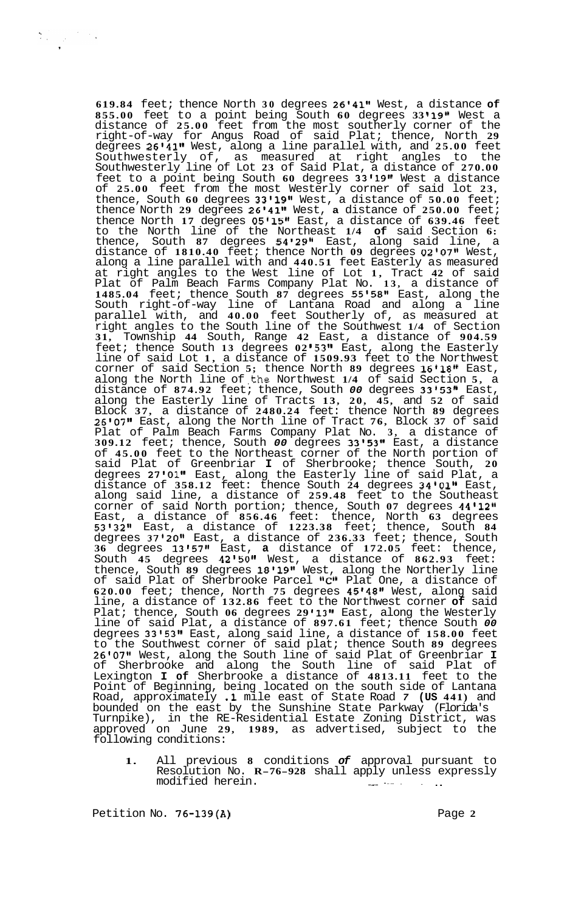619.84 feet; thence North 30 degrees 26'41" West, a distance of 855.00 feet to a point being South 60 degrees 33'19" West a distance of 25.00 feet from the most southerly corner of the right-of-way for Angus Road of said Plat; thence, North 29 degrees 26'41" West, along a line parallel with, and 25.00 feet Southwesterly of, as measured at right angles to the Southwesterly line of Lot 23 of Said Plat, a distance of 270.00 feet to a point being South 60 degrees 33'19" West a distance of 25.00 feet from the most Westerly corner of said lot 23, thence, South 60 degrees 33'19" West, a distance of 50.00 feet; thence North 29 degrees 26'41" West, a distance of 250.00 feet; thence North 17 degrees 05'15" East, a distance of 639.46 feet to the North line of the Northeast 1/4 of said Section 6: thence, South 87 degrees 54'29" East, along said line, a distance of 1810.40 feet; thence North 09 degrees 02'07" West, along a line parallel with and 440.51 feet Easterly as measured at right angles to the West line of Lot 1, Tract 42 of said Plat of Palm Beach Farms Company Plat No. 13, a distance of 1485.04 feet; thence South 87 degrees 55'58" East, along the South right-of-way line of Lantana Road and along a line parallel with, and 40.00 feet Southerly of, as measured at right angles to the South line of the Southwest 1/4 of Section 31, Township 44 South, Range 42 East, a distance of 904.59 feet; thence South 13 degrees 02'53" East, along the Easterly line of said Lot 1, a distance of 1509.93 feet to the Northwest corner of said Section 5; thence North 89 degrees 16'18" East, along the North line of the Northwest 1/4 of said Section 5, a distance of 874.92 feet; thence, South 00 degrees 33'53" East, along the Easterly line of Tracts 13, 20, 45, and 52 of said Block 37, a distance of 2480.24 feet: thence North 89 degrees 26'07" East, along the North line of Tract 76, Block 37 of said Plat of Palm Beach Farms Company Plat No. 3, a distance of 309.12 feet; thence, South 00 degrees 33'53" East, a distance of 45.00 feet to the Northeast corner of the North portion of said Plat of Greenbriar I of Sherbrooke; thence South, 20 degrees 27'01" East, along the Easterly line of said Plat, a distance of 358.12 feet: thence South 24 degrees 34'01" East, along said line, a distance of 259.48 feet to the Southeast corner of said North portion; thence, South 07 degrees 44'12" East, a distance of 856.46 feet: thence, North 63 degrees 53'32" East, a distance of 1223.38 feet; thence, South 84 degrees 37'20" East, a distance of 236.33 feet; thence, South 36 degrees 13'57" East, a distance of 172.05 feet: thence, South 45 degrees 42'50" West, a distance of 862.93 feet: thence, South 89 degrees 18'19" West, along the Northerly line of said Plat of Sherbrooke Parcel "C" Plat One, a distance of 620.00 feet; thence, North 75 degrees 45'48" West, along said line, a distance of 132.86 feet to the Northwest corner of said Plat; thence, South 06 degrees 29'13" East, along the Westerly line of said Plat, a distance of 897.61 feet; thence South 00 degrees 33'53" East, along said line, a distance of 158.00 feet to the Southwest corner of said plat; thence South 89 degrees 26'07" West, along the South line of said Plat of Greenbriar I of Sherbrooke and along the South line of said Plat of Lexington I of Sherbrooke a distance of 4813.11 feet to the Point of Beginning, being located on the south side of Lantana Road, approximately .1 mile east of State Road 7 (US 441) and bounded on the east by the Sunshine State Parkway (Florida's Turnpike), in the RE-Residential Estate Zoning District, was approved on June 29, 1989, as advertised, subject to the following conditions:

1. All previous 8 conditions of approval pursuant to Resolution No. R-76-928 shall apply unless expressly modified herein.

Petition No. 76-139(A)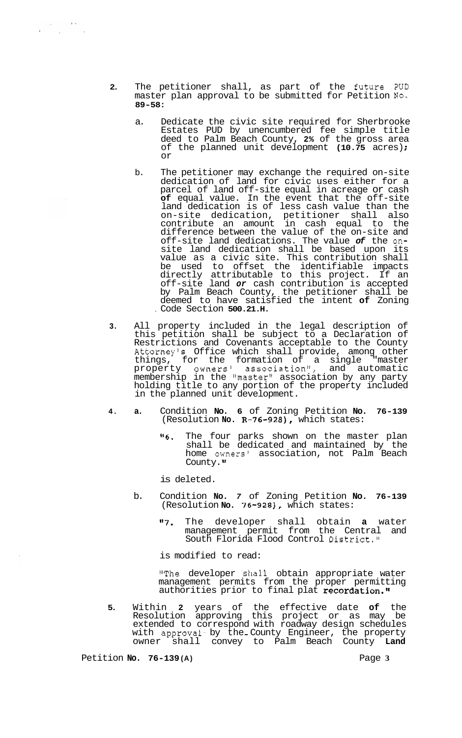2. The petitioner shall, as part of the future PUD master plan approval to be submitted for Petition No. 89-58:

   a. Dedicate the civic site required for Sherbrooke Estates PUD by unencumbered fee simple title deed to Palm Beach County, 2% of the gross area of the planned unit development (10.75 acres); or

   b. The petitioner may exchange the required on-site dedication of land for civic uses either for a parcel of land off-site equal in acreage or cash of equal value. In the event that the off-site land dedication is of less cash value than the on-site dedication, petitioner shall also contribute an amount in cash equal to the difference between the value of the on-site and off-site land dedications. The value of the on-site land dedication shall be based upon its value as a civic site. This contribution shall be used to offset the identifiable impacts directly attributable to this project. If an off-site land or cash contribution is accepted by Palm Beach County, the petitioner shall be deemed to have satisfied the intent of Zoning Code Section 500.21.H.

3. All property included in the legal description of this petition shall be subject to a Declaration of Restrictions and Covenants acceptable to the County Attorney's Office which shall provide, among other things, for the formation of a single "master property owners' association", and automatic membership in the "master" association by any party holding title to any portion of the property included in the planned unit development.

4. a. Condition No. 6 of Zoning Petition No. 76-139 (Resolution No. R-76-928), which states:

   "6. The four parks shown on the master plan shall be dedicated and maintained by the home owners' association, not Palm Beach County."

   is deleted.

   b. Condition No. 7 of Zoning Petition No. 76-139 (Resolution No. 76-928), which states:

   "7. The developer shall obtain a water management permit from the Central and South Florida Flood Control District."

   is modified to read:

   "The developer shall obtain appropriate water management permits from the proper permitting authorities prior to final plat recordation."

5. Within 2 years of the effective date of the Resolution approving this project or as may be extended to correspond with roadway design schedules with approval by the County Engineer, the property owner shall convey to Palm Beach County Land

Petition No. 76-139(A)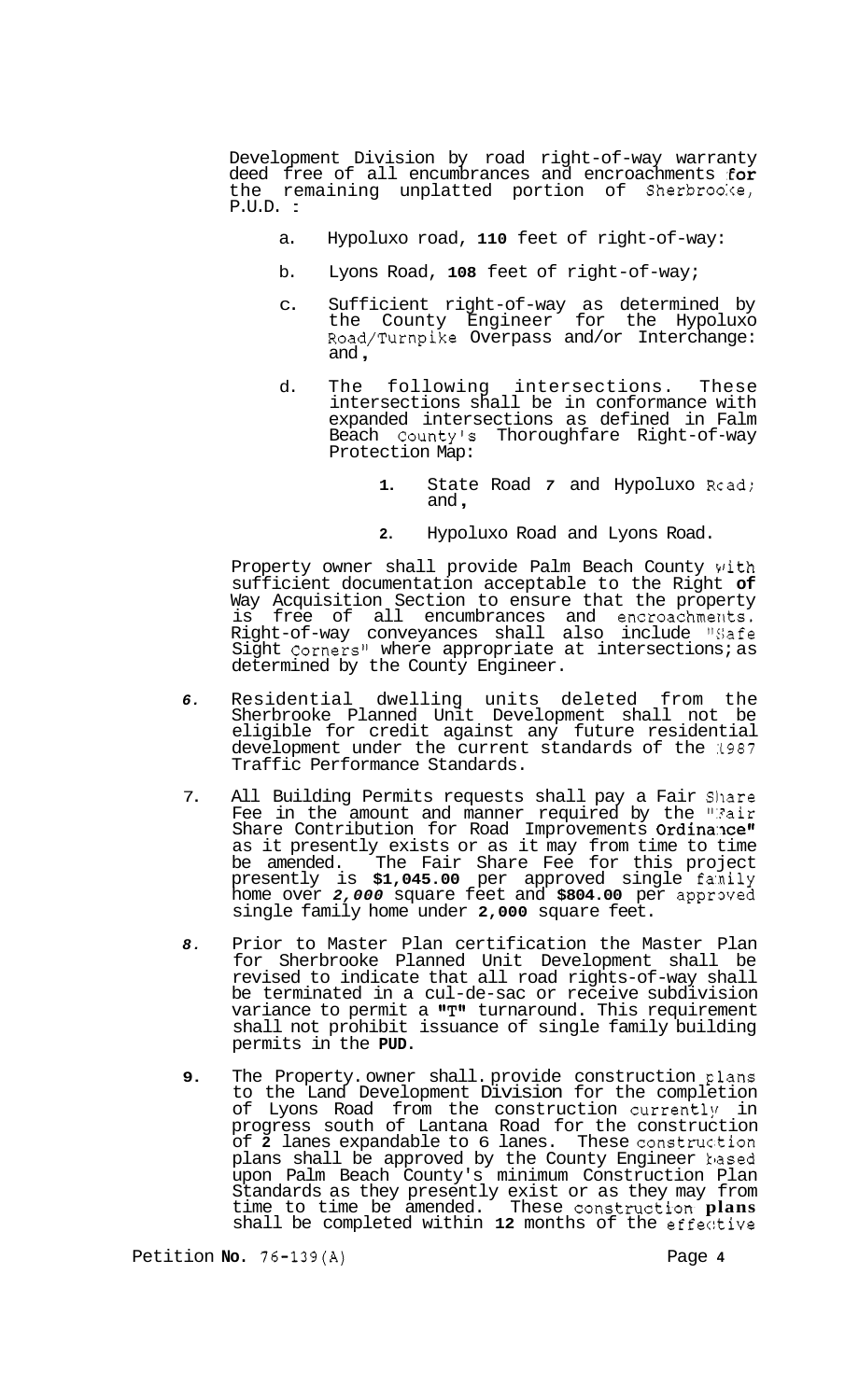Development Division by road right-of-way warranty deed free of all encumbrances and encroachments **for** the remaining unplatted portion of Sherbrooke, P.U.D. :

a. Hypoluxo road, **110** feet of right-of-way:

b. Lyons Road, **108** feet of right-of-way;

c. Sufficient right-of-way as determined by the County Engineer for the Hypoluxo Road/Turnpike Overpass and/or Interchange: and,

d. The following intersections. These intersections shall be in conformance with expanded intersections as defined in Falm Beach County's Thoroughfare Right-of-way Protection Map:

1. State Road *7* and Hypoluxo Road; and,

2. Hypoluxo Road and Lyons Road.

Property owner shall provide Palm Beach County with sufficient documentation acceptable to the Right **of** Way Acquisition Section to ensure that the property is free of all encumbrances and encroachments. Right-of-way conveyances shall also include "Safe Sight Corners" where appropriate at intersections; as determined by the County Engineer.

*6.* Residential dwelling units deleted from the Sherbrooke Planned Unit Development shall not be eligible for credit against any future residential development under the current standards of the 1987 Traffic Performance Standards.

7. All Building Permits requests shall pay a Fair Share Fee in the amount and manner required by the "Fair Share Contribution for Road Improvements **Ordinance"** as it presently exists or as it may from time to time be amended. The Fair Share Fee for this project presently is **$1,045.00** per approved single family home over ***2,000*** square feet and **$804.00** per approved single family home under **2,000** square feet.

*8.* Prior to Master Plan certification the Master Plan for Sherbrooke Planned Unit Development shall be revised to indicate that all road rights-of-way shall be terminated in a cul-de-sac or receive subdivision variance to permit a **"T"** turnaround. This requirement shall not prohibit issuance of single family building permits in the **PUD**.

**9.** The Property owner shall provide construction plans to the Land Development Division for the completion of Lyons Road from the construction currently in progress south of Lantana Road for the construction of **2** lanes expandable to 6 lanes. These construction plans shall be approved by the County Engineer based upon Palm Beach County's minimum Construction Plan Standards as they presently exist or as they may from time to time be amended. These construction **plans** shall be completed within **12** months of the effective

Petition **No.** 76-139(A)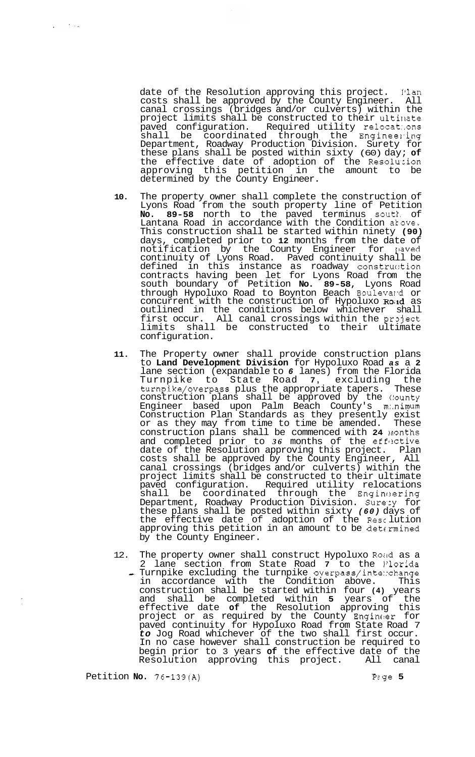date of the Resolution approving this project. Plan costs shall be approved by the County Engineer. All canal crossings (bridges and/or culverts) within the project limits shall be constructed to their ultimate paved configuration. Required utility relocations shall be coordinated through the Engineering Department, Roadway Production Division. Surety for these plans shall be posted within sixty (60) days of the effective date of adoption of the Resolution approving this petition in the amount to be determined by the County Engineer.

10. The property owner shall complete the construction of Lyons Road from the south property line of Petition **No. 89-58** north to the paved terminus south of Lantana Road in accordance with the Condition above. This construction shall be started within ninety **(90)** days, completed prior to **12** months from the date of notification by the County Engineer for paved continuity of Lyons Road. Paved continuity shall be defined in this instance as roadway construction contracts having been let for Lyons Road from the south boundary of Petition **No. 89-58,** Lyons Road through Hypoluxo Road to Boynton Beach Boulevard or concurrent with the construction of Hypoluxo Road as outlined in the conditions below whichever shall first occur. All canal crossings within the project limits shall be constructed to their ultimate configuration.

11. The Property owner shall provide construction plans to **Land Development Division** for Hypoluxo Road *as* a **2** lane section (expandable to *6* lanes) from the Florida Turnpike to State Road **7**, excluding the turnpike/overpass plus the appropriate tapers. These construction plans shall be approved by the County Engineer based upon Palm Beach County's minimum Construction Plan Standards as they presently exist or as they may from time to time be amended. These construction plans shall be commenced with **24** months and completed prior to *36* months of the effective date of the Resolution approving this project. Plan costs shall be approved by the County Engineer, All canal crossings (bridges and/or culverts) within the project limits shall be constructed to their ultimate paved configuration. Required utility relocations shall be coordinated through the Engineering Department, Roadway Production Division. Surety for these plans shall be posted within sixty *(60)* days of the effective date of adoption of the Resolution approving this petition in an amount to be determined by the County Engineer.

12. The property owner shall construct Hypoluxo Road as a 2 lane section from State Road **7** to the Florida Turnpike excluding the turnpike overpass/interchange in accordance with the Condition above. This construction shall be started within four **(4)** years and shall be completed within **5** years of the effective date **of** the Resolution approving this project or as required by the County Engineer for paved continuity for Hypoluxo Road from State Road 7 *to* Jog Road whichever of the two shall first occur. In no case however shall construction be required to begin prior to 3 years **of** the effective date of the Resolution approving this project. All canal

Petition **No.** 76-139(A)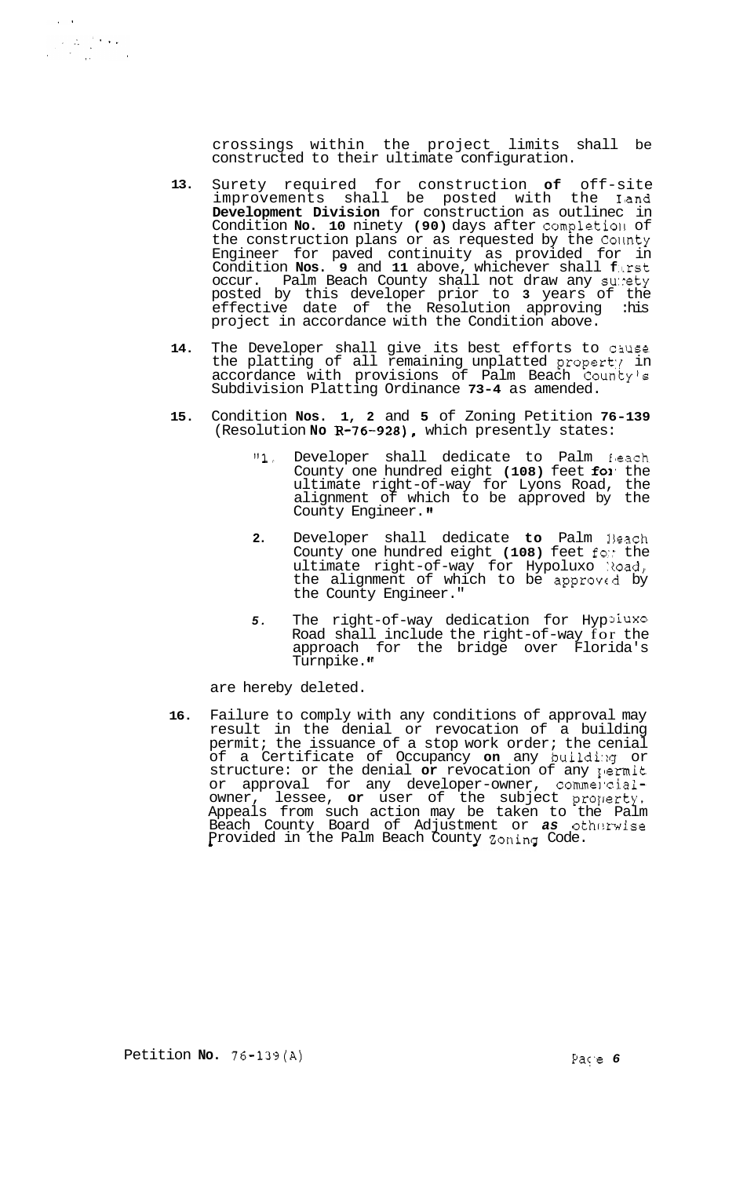crossings within the project limits shall be constructed to their ultimate configuration.

13. Surety required for construction **of** off-site improvements shall be posted with the **Land Development Division** for construction as outlined in Condition **No. 10** ninety **(90)** days after completion of the construction plans or as requested by the County Engineer for paved continuity as provided for in Condition **Nos. 9** and **11** above, whichever shall first occur. Palm Beach County shall not draw any surety posted by this developer prior to **3** years of the effective date of the Resolution approving this project in accordance with the Condition above.

14. The Developer shall give its best efforts to cause the platting of all remaining unplatted property in accordance with provisions of Palm Beach County's Subdivision Platting Ordinance **73-4** as amended.

15. Condition **Nos. 1, 2** and **5** of Zoning Petition **76-139** (Resolution **No R-76-928),** which presently states:

    "1. Developer shall dedicate to Palm Beach County one hundred eight **(108)** feet for the ultimate right-of-way for Lyons Road, the alignment of which to be approved by the County Engineer."

    2. Developer shall dedicate **to** Palm Beach County one hundred eight **(108)** feet for the ultimate right-of-way for Hypoluxo Road, the alignment of which to be approved by the County Engineer."

    5. The right-of-way dedication for Hypoluxo Road shall include the right-of-way for the approach for the bridge over Florida's Turnpike."

    are hereby deleted.

16. Failure to comply with any conditions of approval may result in the denial or revocation of a building permit; the issuance of a stop work order; the denial of a Certificate of Occupancy **on** any building or structure: or the denial **or** revocation of any permit or approval for any developer-owner, commercial-owner, lessee, **or** user of the subject property. Appeals from such action may be taken to the Palm Beach County Board of Adjustment or ***as*** otherwise provided in the Palm Beach County Zoning Code.

Petition **No.** 76-139(A)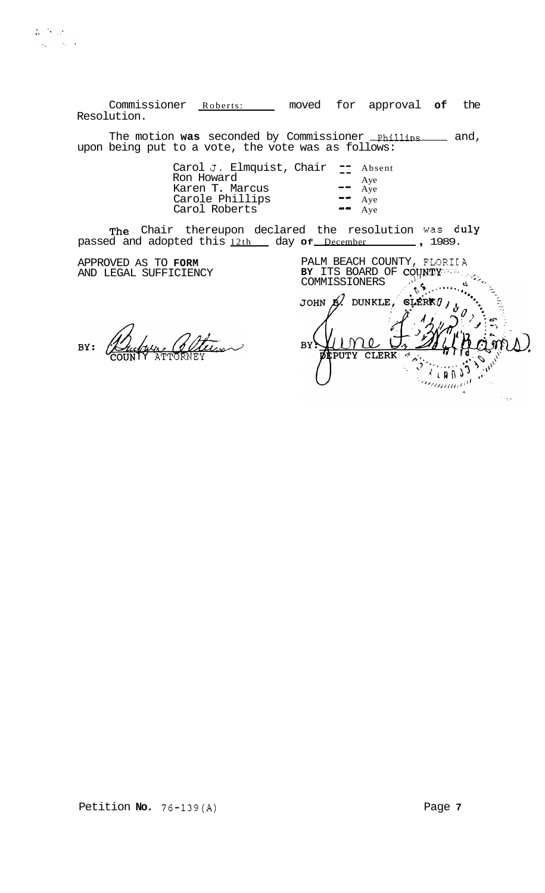Commissioner Roberts: moved for approval **of** the Resolution.

The motion **was** seconded by Commissioner Phillips and, upon being put to a vote, the vote was as follows:

| | | |
|---|---|---|
| Carol J. Elmquist, Chair | -- | Absent |
| Ron Howard | -- | Aye |
| Karen T. Marcus | -- | Aye |
| Carole Phillips | -- | Aye |
| Carol Roberts | -- | Aye |

The Chair thereupon declared the resolution was duly passed and adopted this 12th day **of** December, 1989.

APPROVED AS TO **FORM** AND LEGAL SUFFICIENCY

BY: COUNTY ATTORNEY

PALM BEACH COUNTY, FLORIDA
**BY** ITS BOARD OF COUNTY COMMISSIONERS

JOHN B. DUNKLE, CLERK

BY: DEPUTY CLERK

Petition **No.** 76-139(A)